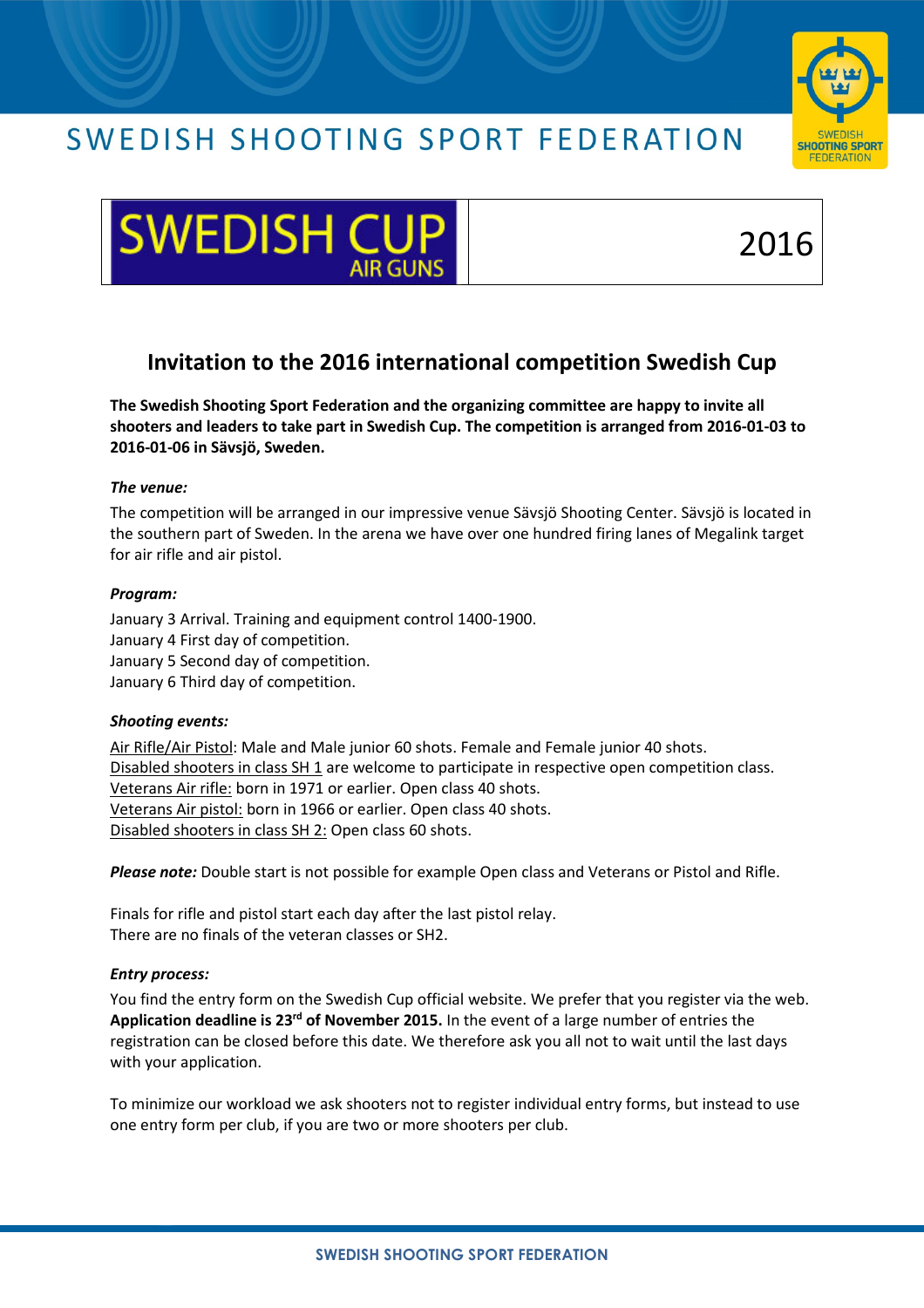# SWEDISH CUP AIR GUNS 2016

## Invitation to the 2016 international competition Swedish Cup

**The Swedish Shooting Sport Federation and the organizing committee are happy to invite all shooters and leaders to take part in Swedish Cup. The competition is arranged from 2016-01-03 to 2016-01-06 in Sävsjö, Sweden.**

***The venue:***

The competition will be arranged in our impressive venue Sävsjö Shooting Center. Sävsjö is located in the southern part of Sweden. In the arena we have over one hundred firing lanes of Megalink target for air rifle and air pistol.

***Program:***

January 3 Arrival. Training and equipment control 1400-1900.
January 4 First day of competition.
January 5 Second day of competition.
January 6 Third day of competition.

***Shooting events:***

Air Rifle/Air Pistol: Male and Male junior 60 shots. Female and Female junior 40 shots.
Disabled shooters in class SH 1 are welcome to participate in respective open competition class.
Veterans Air rifle: born in 1971 or earlier. Open class 40 shots.
Veterans Air pistol: born in 1966 or earlier. Open class 40 shots.
Disabled shooters in class SH 2: Open class 60 shots.

***Please note:*** Double start is not possible for example Open class and Veterans or Pistol and Rifle.

Finals for rifle and pistol start each day after the last pistol relay.
There are no finals of the veteran classes or SH2.

***Entry process:***

You find the entry form on the Swedish Cup official website. We prefer that you register via the web. **Application deadline is 23rd of November 2015.** In the event of a large number of entries the registration can be closed before this date. We therefore ask you all not to wait until the last days with your application.

To minimize our workload we ask shooters not to register individual entry forms, but instead to use one entry form per club, if you are two or more shooters per club.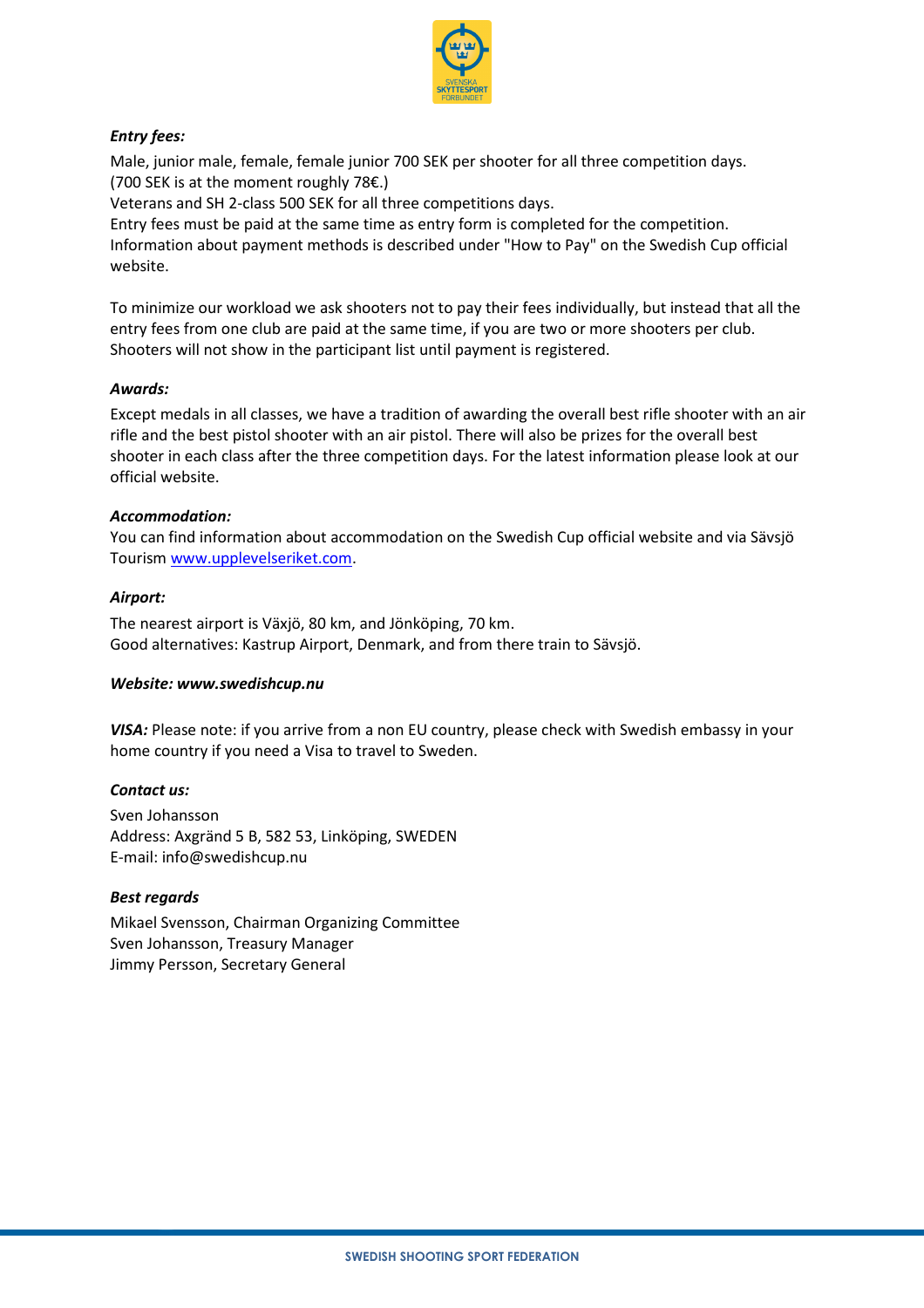***Entry fees:***

Male, junior male, female, female junior 700 SEK per shooter for all three competition days.
(700 SEK is at the moment roughly 78€.)
Veterans and SH 2-class 500 SEK for all three competitions days.
Entry fees must be paid at the same time as entry form is completed for the competition.
Information about payment methods is described under "How to Pay" on the Swedish Cup official website.

To minimize our workload we ask shooters not to pay their fees individually, but instead that all the entry fees from one club are paid at the same time, if you are two or more shooters per club. Shooters will not show in the participant list until payment is registered.

***Awards:***

Except medals in all classes, we have a tradition of awarding the overall best rifle shooter with an air rifle and the best pistol shooter with an air pistol. There will also be prizes for the overall best shooter in each class after the three competition days. For the latest information please look at our official website.

***Accommodation:***

You can find information about accommodation on the Swedish Cup official website and via Sävsjö Tourism www.upplevelseriket.com.

***Airport:***

The nearest airport is Växjö, 80 km, and Jönköping, 70 km.
Good alternatives: Kastrup Airport, Denmark, and from there train to Sävsjö.

***Website: www.swedishcup.nu***

***VISA:*** Please note: if you arrive from a non EU country, please check with Swedish embassy in your home country if you need a Visa to travel to Sweden.

***Contact us:***

Sven Johansson
Address: Axgränd 5 B, 582 53, Linköping, SWEDEN
E-mail: info@swedishcup.nu

***Best regards***

Mikael Svensson, Chairman Organizing Committee
Sven Johansson, Treasury Manager
Jimmy Persson, Secretary General